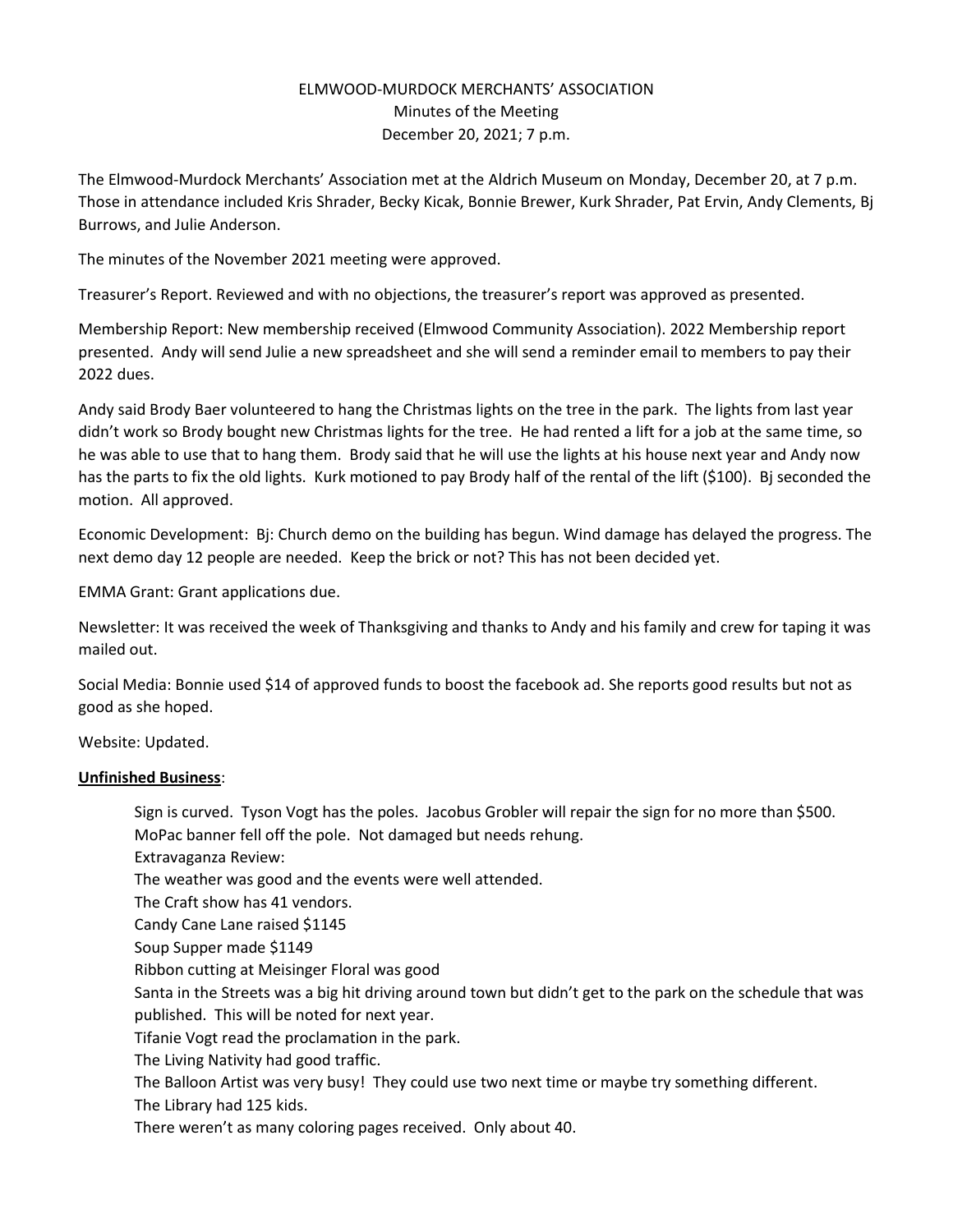ELMWOOD-MURDOCK MERCHANTS' ASSOCIATION
Minutes of the Meeting
December 20, 2021; 7 p.m.

The Elmwood-Murdock Merchants' Association met at the Aldrich Museum on Monday, December 20, at 7 p.m. Those in attendance included Kris Shrader, Becky Kicak, Bonnie Brewer, Kurk Shrader, Pat Ervin, Andy Clements, Bj Burrows, and Julie Anderson.

The minutes of the November 2021 meeting were approved.

Treasurer's Report. Reviewed and with no objections, the treasurer's report was approved as presented.

Membership Report: New membership received (Elmwood Community Association). 2022 Membership report presented. Andy will send Julie a new spreadsheet and she will send a reminder email to members to pay their 2022 dues.

Andy said Brody Baer volunteered to hang the Christmas lights on the tree in the park. The lights from last year didn't work so Brody bought new Christmas lights for the tree. He had rented a lift for a job at the same time, so he was able to use that to hang them. Brody said that he will use the lights at his house next year and Andy now has the parts to fix the old lights. Kurk motioned to pay Brody half of the rental of the lift ($100). Bj seconded the motion. All approved.

Economic Development: Bj: Church demo on the building has begun. Wind damage has delayed the progress. The next demo day 12 people are needed. Keep the brick or not? This has not been decided yet.

EMMA Grant: Grant applications due.

Newsletter: It was received the week of Thanksgiving and thanks to Andy and his family and crew for taping it was mailed out.

Social Media: Bonnie used $14 of approved funds to boost the facebook ad. She reports good results but not as good as she hoped.

Website: Updated.

**<u>Unfinished Business</u>**:

Sign is curved. Tyson Vogt has the poles. Jacobus Grobler will repair the sign for no more than $500.
MoPac banner fell off the pole. Not damaged but needs rehung.
Extravaganza Review:
The weather was good and the events were well attended.
The Craft show has 41 vendors.
Candy Cane Lane raised $1145
Soup Supper made $1149
Ribbon cutting at Meisinger Floral was good
Santa in the Streets was a big hit driving around town but didn't get to the park on the schedule that was published. This will be noted for next year.
Tifanie Vogt read the proclamation in the park.
The Living Nativity had good traffic.
The Balloon Artist was very busy! They could use two next time or maybe try something different.
The Library had 125 kids.
There weren't as many coloring pages received. Only about 40.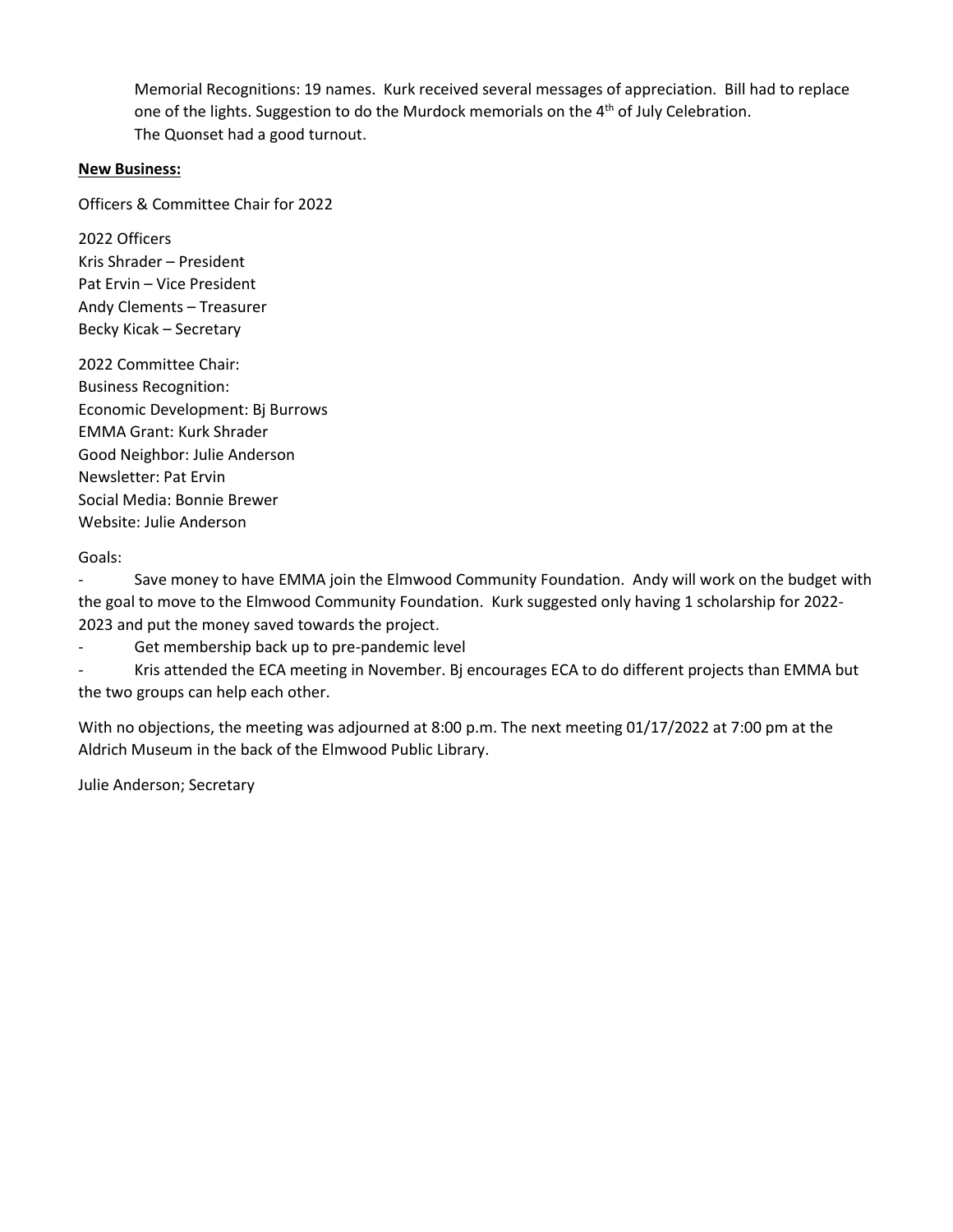Memorial Recognitions: 19 names. Kurk received several messages of appreciation. Bill had to replace one of the lights. Suggestion to do the Murdock memorials on the 4th of July Celebration.
The Quonset had a good turnout.

**New Business:**

Officers & Committee Chair for 2022

2022 Officers
Kris Shrader – President
Pat Ervin – Vice President
Andy Clements – Treasurer
Becky Kicak – Secretary

2022 Committee Chair:
Business Recognition:
Economic Development: Bj Burrows
EMMA Grant: Kurk Shrader
Good Neighbor: Julie Anderson
Newsletter: Pat Ervin
Social Media: Bonnie Brewer
Website: Julie Anderson

Goals:

- Save money to have EMMA join the Elmwood Community Foundation. Andy will work on the budget with the goal to move to the Elmwood Community Foundation. Kurk suggested only having 1 scholarship for 2022-2023 and put the money saved towards the project.
- Get membership back up to pre-pandemic level
- Kris attended the ECA meeting in November. Bj encourages ECA to do different projects than EMMA but the two groups can help each other.

With no objections, the meeting was adjourned at 8:00 p.m. The next meeting 01/17/2022 at 7:00 pm at the Aldrich Museum in the back of the Elmwood Public Library.

Julie Anderson; Secretary